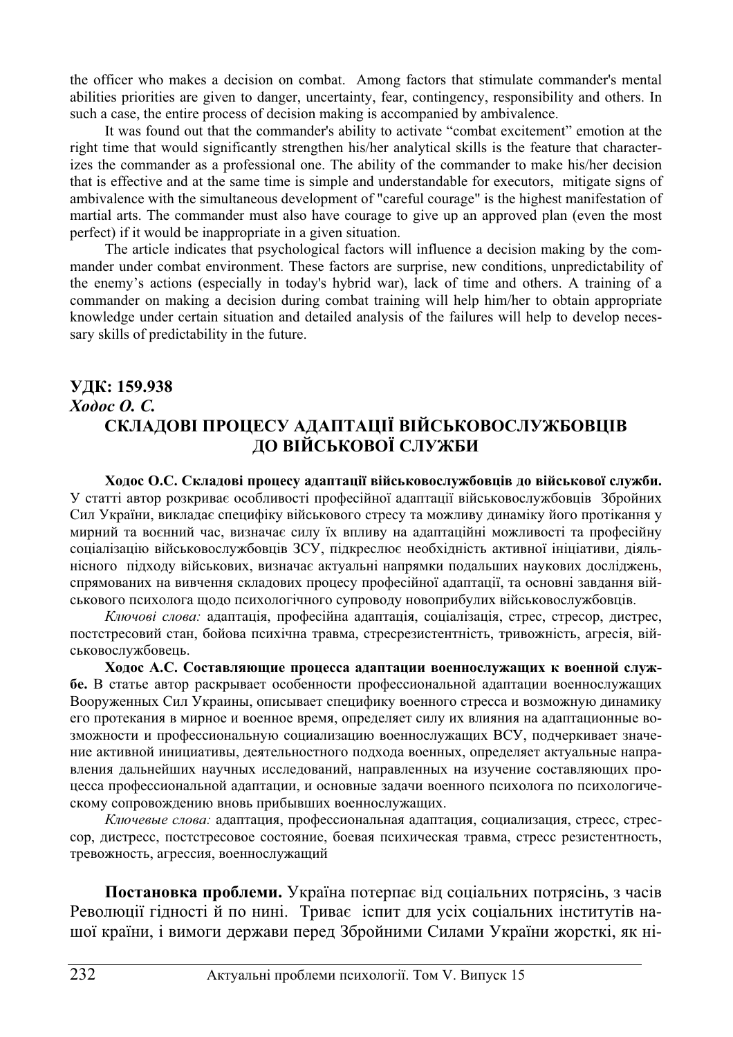the officer who makes a decision on combat. Among factors that stimulate commander's mental abilities priorities are given to danger, uncertainty, fear, contingency, responsibility and others. In such a case, the entire process of decision making is accompanied by ambivalence.

It was found out that the commander's ability to activate "combat excitement" emotion at the right time that would significantly strengthen his/her analytical skills is the feature that characterizes the commander as a professional one. The ability of the commander to make his/her decision that is effective and at the same time is simple and understandable for executors, mitigate signs of ambivalence with the simultaneous development of "careful courage" is the highest manifestation of martial arts. The commander must also have courage to give up an approved plan (even the most perfect) if it would be inappropriate in a given situation.

The article indicates that psychological factors will influence a decision making by the commander under combat environment. These factors are surprise, new conditions, unpredictability of the enemy's actions (especially in today's hybrid war), lack of time and others. A training of a commander on making a decision during combat training will help him/her to obtain appropriate knowledge under certain situation and detailed analysis of the failures will help to develop necessary skills of predictability in the future.

**УДК: 159.938**

***Ходос О. С.***

## СКЛАДОВІ ПРОЦЕСУ АДАПТАЦІЇ ВІЙСЬКОВОСЛУЖБОВЦІВ ДО ВІЙСЬКОВОЇ СЛУЖБИ

**Ходос О.С. Складові процесу адаптації військовослужбовців до військової служби.** У статті автор розкриває особливості професійної адаптації військовослужбовців Збройних Сил України, викладає специфіку військового стресу та можливу динаміку його протікання у мирний та воєнний час, визначає силу їх впливу на адаптаційні можливості та професійну соціалізацію військовослужбовців ЗСУ, підкреслює необхідність активної ініціативи, діяльнісного підходу військових, визначає актуальні напрямки подальших наукових досліджень, спрямованих на вивчення складових процесу професійної адаптації, та основні завдання військового психолога щодо психологічного супроводу новоприбулих військовослужбовців.

*Ключові слова:* адаптація, професійна адаптація, соціалізація, стрес, стресор, дистрес, постстресовий стан, бойова психічна травма, стресрезистентність, тривожність, агресія, військовослужбовець.

**Ходос А.С. Составляющие процесса адаптации военнослужащих к военной службе.** В статье автор раскрывает особенности профессиональной адаптации военнослужащих Вооруженных Сил Украины, описывает специфику военного стресса и возможную динамику его протекания в мирное и военное время, определяет силу их влияния на адаптационные возможности и профессиональную социализацию военнослужащих ВСУ, подчеркивает значение активной инициативы, деятельностного подхода военных, определяет актуальные направления дальнейших научных исследований, направленных на изучение составляющих процесса профессиональной адаптации, и основные задачи военного психолога по психологическому сопровождению вновь прибывших военнослужащих.

*Ключевые слова:* адаптация, профессиональная адаптация, социализация, стресс, стрессор, дистресс, постстрессовое состояние, боевая психическая травма, стресс резистентность, тревожность, агрессия, военнослужащий

**Постановка проблеми.** Україна потерпає від соціальних потрясінь, з часів Революції гідності й по нині. Триває іспит для усіх соціальних інститутів нашої країни, і вимоги держави перед Збройними Силами України жорсткі, як ні-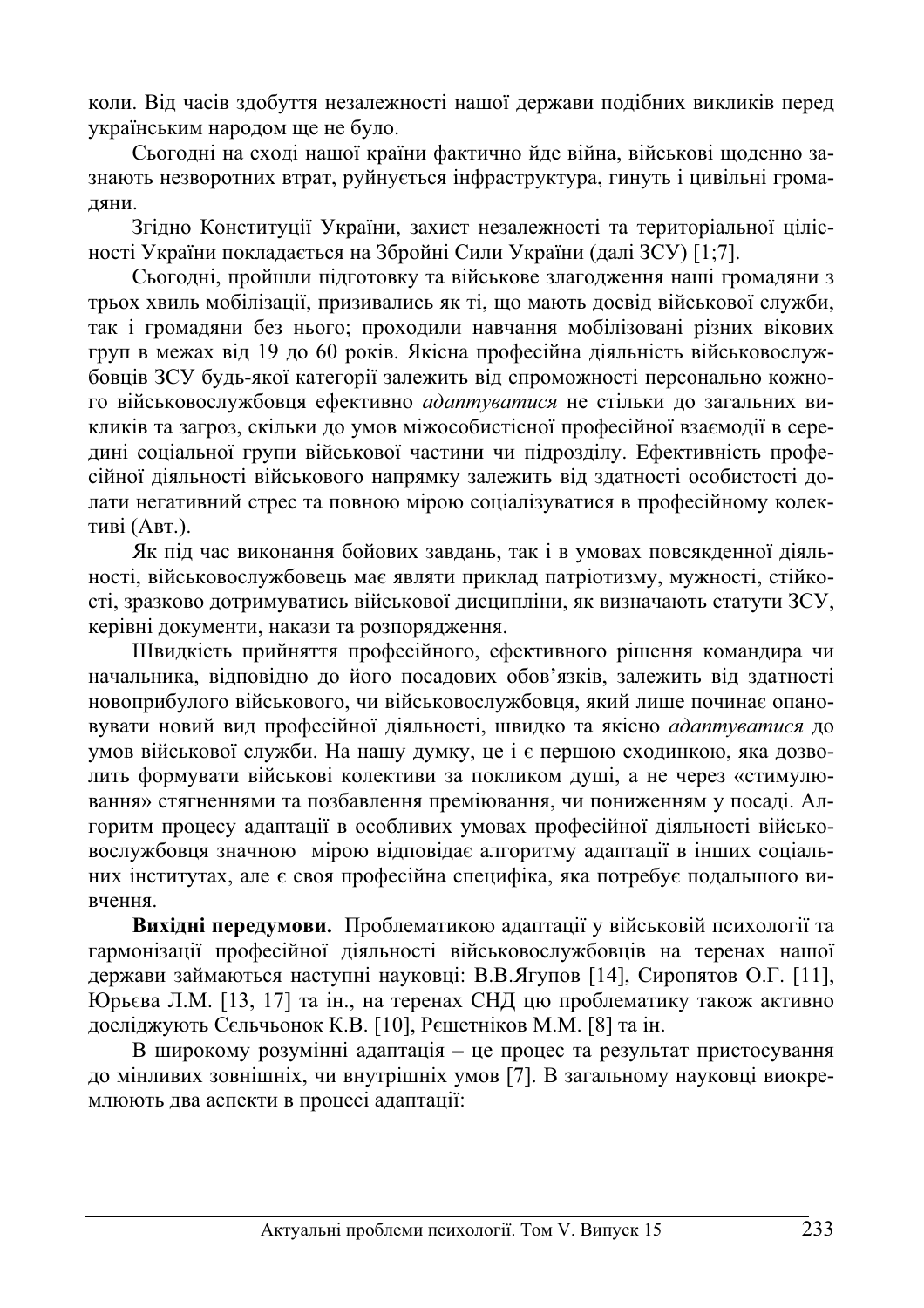коли. Від часів здобуття незалежності нашої держави подібних викликів перед українським народом ще не було.

Сьогодні на сході нашої країни фактично йде війна, військові щоденно зазнають незворотних втрат, руйнується інфраструктура, гинуть і цивільні громадяни.

Згідно Конституції України, захист незалежності та територіальної цілісності України покладається на Збройні Сили України (далі ЗСУ) [1;7].

Сьогодні, пройшли підготовку та військове злагодження наші громадяни з трьох хвиль мобілізації, призивались як ті, що мають досвід військової служби, так і громадяни без нього; проходили навчання мобілізовані різних вікових груп в межах від 19 до 60 років. Якісна професійна діяльність військовослужбовців ЗСУ будь-якої категорії залежить від спроможності персонально кожного військовослужбовця ефективно *адаптуватися* не стільки до загальних викликів та загроз, скільки до умов міжособистісної професійної взаємодії в середині соціальної групи військової частини чи підрозділу. Ефективність професійної діяльності військового напрямку залежить від здатності особистості долати негативний стрес та повною мірою соціалізуватися в професійному колективі (Авт.).

Як під час виконання бойових завдань, так і в умовах повсякденної діяльності, військовослужбовець має являти приклад патріотизму, мужності, стійкості, зразково дотримуватись військової дисципліни, як визначають статути ЗСУ, керівні документи, накази та розпорядження.

Швидкість прийняття професійного, ефективного рішення командира чи начальника, відповідно до його посадових обов'язків, залежить від здатності новоприбулого військового, чи військовослужбовця, який лише починає опановувати новий вид професійної діяльності, швидко та якісно *адаптуватися* до умов військової служби. На нашу думку, це і є першою сходинкою, яка дозволить формувати військові колективи за покликом душі, а не через «стимулювання» стягненнями та позбавлення преміювання, чи пониженням у посаді. Алгоритм процесу адаптації в особливих умовах професійної діяльності військовослужбовця значною мірою відповідає алгоритму адаптації в інших соціальних інститутах, але є своя професійна специфіка, яка потребує подальшого вивчення.

**Вихідні передумови.** Проблематикою адаптації у військовій психології та гармонізації професійної діяльності військовослужбовців на теренах нашої держави займаються наступні науковці: В.В.Ягупов [14], Сиропятов О.Г. [11], Юрьєва Л.М. [13, 17] та ін., на теренах СНД цю проблематику також активно досліджують Сєльчьонок К.В. [10], Рєшетніков М.М. [8] та ін.

В широкому розумінні адаптація – це процес та результат пристосування до мінливих зовнішніх, чи внутрішніх умов [7]. В загальному науковці виокремлюють два аспекти в процесі адаптації: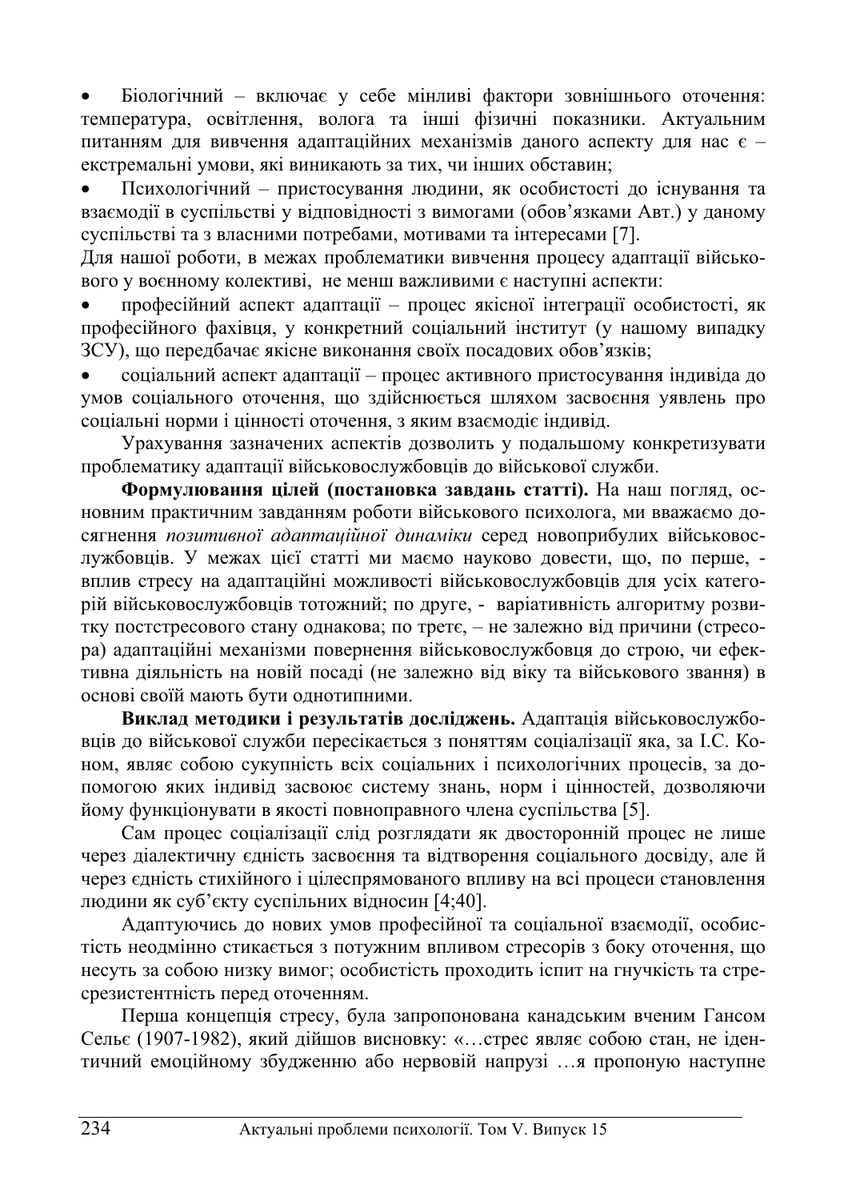- Біологічний – включає у себе мінливі фактори зовнішнього оточення: температура, освітлення, волога та інші фізичні показники. Актуальним питанням для вивчення адаптаційних механізмів даного аспекту для нас є – екстремальні умови, які виникають за тих, чи інших обставин;
- Психологічний – пристосування людини, як особистості до існування та взаємодії в суспільстві у відповідності з вимогами (обов'язками Авт.) у даному суспільстві та з власними потребами, мотивами та інтересами [7].

Для нашої роботи, в межах проблематики вивчення процесу адаптації військового у воєнному колективі, не менш важливими є наступні аспекти:

- професійний аспект адаптації – процес якісної інтеграції особистості, як професійного фахівця, у конкретний соціальний інститут (у нашому випадку ЗСУ), що передбачає якісне виконання своїх посадових обов'язків;
- соціальний аспект адаптації – процес активного пристосування індивіда до умов соціального оточення, що здійснюється шляхом засвоєння уявлень про соціальні норми і цінності оточення, з яким взаємодіє індивід.

Урахування зазначених аспектів дозволить у подальшому конкретизувати проблематику адаптації військовослужбовців до військової служби.

**Формулювання цілей (постановка завдань статті).** На наш погляд, основним практичним завданням роботи військового психолога, ми вважаємо досягнення *позитивної адаптаційної динаміки* серед новоприбулих військовослужбовців. У межах цієї статті ми маємо науково довести, що, по перше, - вплив стресу на адаптаційні можливості військовослужбовців для усіх категорій військовослужбовців тотожний; по друге, - варіативність алгоритму розвитку постстресового стану однакова; по третє, – не залежно від причини (стресора) адаптаційні механізми повернення військовослужбовця до строю, чи ефективна діяльність на новій посаді (не залежно від віку та військового звання) в основі своїй мають бути однотипними.

**Виклад методики і результатів досліджень.** Адаптація військовослужбовців до військової служби перетинається з поняттям соціалізації яка, за І.С. Коном, являє собою сукупність всіх соціальних і психологічних процесів, за допомогою яких індивід засвоює систему знань, норм і цінностей, дозволяючи йому функціонувати в якості повноправного члена суспільства [5].

Сам процес соціалізації слід розглядати як двосторонній процес не лише через діалектичну єдність засвоєння та відтворення соціального досвіду, але й через єдність стихійного і цілеспрямованого впливу на всі процеси становлення людини як суб'єкту суспільних відносин [4;40].

Адаптуючись до нових умов професійної та соціальної взаємодії, особистість неодмінно стикається з потужним впливом стресорів з боку оточення, що несуть за собою низку вимог; особистість проходить іспит на гнучкість та стресрезистентність перед оточенням.

Перша концепція стресу, була запропонована канадським вченим Гансом Сельє (1907-1982), який дійшов висновку: «…стрес являє собою стан, не ідентичний емоційному збудженню або нервовій напрузі …я пропоную наступне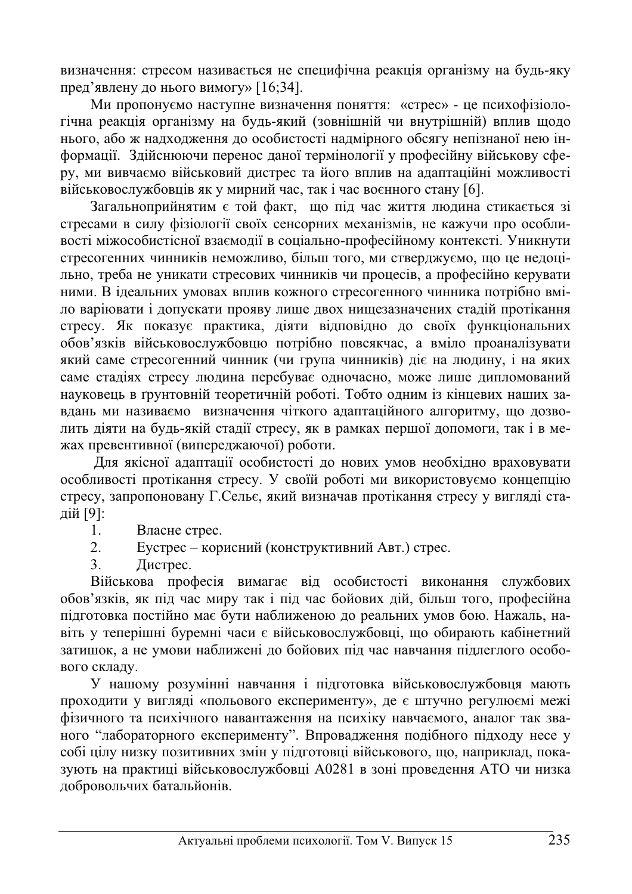визначення: стресом називається не специфічна реакція організму на будь-яку пред'явлену до нього вимогу» [16;34].

Ми пропонуємо наступне визначення поняття: «стрес» - це психофізіологічна реакція організму на будь-який (зовнішній чи внутрішній) вплив щодо нього, або ж надходження до особистості надмірного обсягу непізнаної нею інформації. Здійснюючи перенос даної термінології у професійну військову сферу, ми вивчаємо військовий дистрес та його вплив на адаптаційні можливості військовослужбовців як у мирний час, так і час воєнного стану [6].

Загальноприйнятим є той факт, що під час життя людина стикається зі стресами в силу фізіології своїх сенсорних механізмів, не кажучи про особливості міжособистісної взаємодії в соціально-професійному контексті. Уникнути стресогенних чинників неможливо, більш того, ми стверджуємо, що це недоцільно, треба не уникати стресових чинників чи процесів, а професійно керувати ними. В ідеальних умовах вплив кожного стресогенного чинника потрібно вміло варіювати і допускати прояву лише двох нищезазначених стадій протікання стресу. Як показує практика, діяти відповідно до своїх функціональних обов'язків військовослужбовцю потрібно повсякчас, а вміло проаналізувати який саме стресогенний чинник (чи група чинників) діє на людину, і на яких саме стадіях стресу людина перебуває одночасно, може лише дипломований науковець в ґрунтовній теоретичній роботі. Тобто одним із кінцевих наших завдань ми називаємо визначення чіткого адаптаційного алгоритму, що дозволить діяти на будь-якій стадії стресу, як в рамках першої допомоги, так і в межах превентивної (випереджаючої) роботи.

Для якісної адаптації особистості до нових умов необхідно враховувати особливості протікання стресу. У своїй роботі ми використовуємо концепцію стресу, запропоновану Г.Сельє, який визначав протікання стресу у вигляді стадій [9]:

1. Власне стрес.
2. Еустрес – корисний (конструктивний Авт.) стрес.
3. Дистрес.

Військова професія вимагає від особистості виконання службових обов'язків, як під час миру так і під час бойових дій, більш того, професійна підготовка постійно має бути наближеною до реальних умов бою. Нажаль, навіть у теперішні буремні часи є військовослужбовці, що обирають кабінетний затишок, а не умови наближені до бойових під час навчання підлеглого особового складу.

У нашому розумінні навчання і підготовка військовослужбовця мають проходити у вигляді «польового експерименту», де є штучно регулюємі межі фізичного та психічного навантаження на психіку навчаємого, аналог так званого "лабораторного експерименту". Впровадження подібного підходу несе у собі цілу низку позитивних змін у підготовці військового, що, наприклад, показують на практиці військовослужбовці А0281 в зоні проведення АТО чи низка добровольчих батальйонів.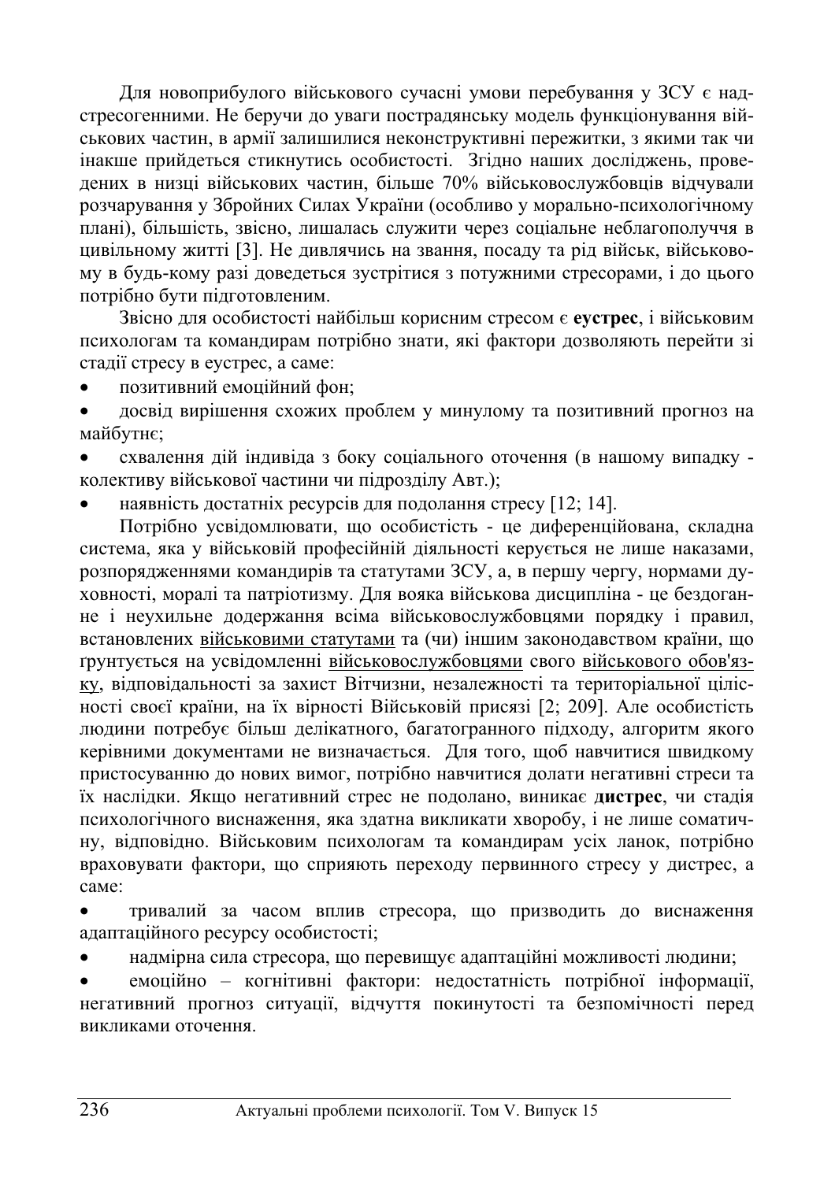Для новоприбулого військового сучасні умови перебування у ЗСУ є надстресогенними. Не беручи до уваги пострадянську модель функціонування військових частин, в армії залишилися неконструктивні пережитки, з якими так чи інакше прийдеться стикнутись особистості. Згідно наших досліджень, проведених в низці військових частин, більше 70% військовослужбовців відчували розчарування у Збройних Силах України (особливо у морально-психологічному плані), більшість, звісно, лишалась служити через соціальне неблагополуччя в цивільному житті [3]. Не дивлячись на звання, посаду та рід військ, військовому в будь-кому разі доведеться зустрітися з потужними стресорами, і до цього потрібно бути підготовленим.

Звісно для особистості найбільш корисним стресом є **еустрес**, і військовим психологам та командирам потрібно знати, які фактори дозволяють перейти зі стадії стресу в еустрес, а саме:

- позитивний емоційний фон;
- досвід вирішення схожих проблем у минулому та позитивний прогноз на майбутнє;
- схвалення дій індивіда з боку соціального оточення (в нашому випадку - колективу військової частини чи підрозділу Авт.);
- наявність достатніх ресурсів для подолання стресу [12; 14].

Потрібно усвідомлювати, що особистість - це диференційована, складна система, яка у військовій професійній діяльності керується не лише наказами, розпорядженнями командирів та статутами ЗСУ, а, в першу чергу, нормами духовності, моралі та патріотизму. Для вояка військова дисципліна - це бездоганне і неухильне додержання всіма військовослужбовцями порядку і правил, встановлених військовими статутами та (чи) іншим законодавством країни, що ґрунтується на усвідомленні військовослужбовцями свого військового обов'язку, відповідальності за захист Вітчизни, незалежності та територіальної цілісності своєї країни, на їх вірності Військовій присязі [2; 209]. Але особистість людини потребує більш делікатного, багатогранного підходу, алгоритм якого керівними документами не визначається. Для того, щоб навчитися швидкому пристосуванню до нових вимог, потрібно навчитися долати негативні стреси та їх наслідки. Якщо негативний стрес не подолано, виникає **дистрес**, чи стадія психологічного виснаження, яка здатна викликати хворобу, і не лише соматичну, відповідно. Військовим психологам та командирам усіх ланок, потрібно враховувати фактори, що сприяють переходу первинного стресу у дистрес, а саме:

- тривалий за часом вплив стресора, що призводить до виснаження адаптаційного ресурсу особистості;
- надмірна сила стресора, що перевищує адаптаційні можливості людини;
- емоційно – когнітивні фактори: недостатність потрібної інформації, негативний прогноз ситуації, відчуття покинутості та безпомічності перед викликами оточення.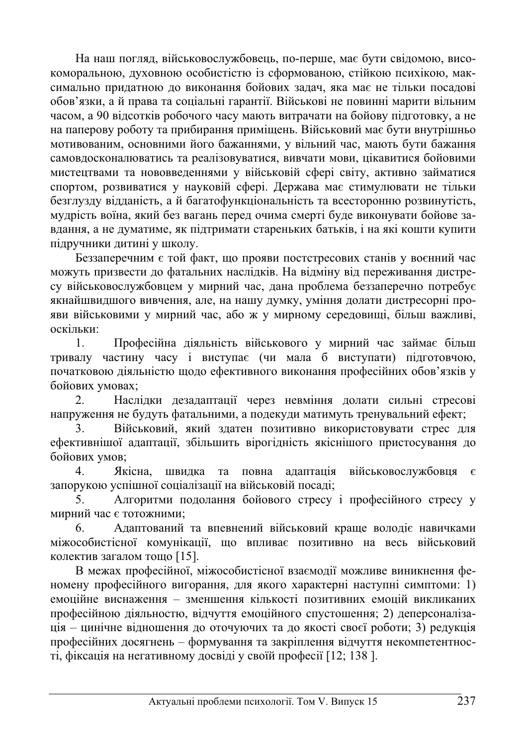На наш погляд, військовослужбовець, по-перше, має бути свідомою, високоморальною, духовною особистістю із сформованою, стійкою психікою, максимально придатною до виконання бойових задач, яка має не тільки посадові обов'язки, а й права та соціальні гарантії. Військові не повинні марити вільним часом, а 90 відсотків робочого часу мають витрачати на бойову підготовку, а не на паперову роботу та прибирання приміщень. Військовий має бути внутрішньо мотивованим, основними його бажаннями, у вільний час, мають бути бажання самовдосконалюватись та реалізовуватися, вивчати мови, цікавитися бойовими мистецтвами та нововведеннями у військовій сфері світу, активно займатися спортом, розвиватися у науковій сфері. Держава має стимулювати не тільки безглузду відданість, а й багатофункціональність та всесторонню розвинутість, мудрість воїна, який без вагань перед очима смерті буде виконувати бойове завдання, а не думатиме, як підтримати старих батьків, і на які кошти купити підручники дитині у школу.

Беззаперечним є той факт, що прояви постстресових станів у воєнний час можуть призвести до фатальних наслідків. На відміну від переживання дистресу військовослужбовцем у мирний час, дана проблема беззаперечно потребує якнайшвидшого вивчення, але, на нашу думку, уміння долати дистресорні прояви військовими у мирний час, або ж у мирному середовищі, більш важливі, оскільки:

1. Професійна діяльність військового у мирний час займає більш тривалу частину часу і виступає (чи мала б виступати) підготовчою, початковою діяльністю щодо ефективного виконання професійних обов'язків у бойових умовах;
2. Наслідки дезадаптації через невміння долати сильні стресові напруження не будуть фатальними, а подекуди матимуть тренувальний ефект;
3. Військовий, який здатен позитивно використовувати стрес для ефективнішої адаптації, збільшить вірогідність якіснішого пристосування до бойових умов;
4. Якісна, швидка та повна адаптація військовослужбовця є запорукою успішної соціалізації на військовій посаді;
5. Алгоритми подолання бойового стресу і професійного стресу у мирний час є тотожними;
6. Адаптований та впевнений військовий краще володіє навичками міжособистісної комунікації, що впливає позитивно на весь військовий колектив загалом тощо [15].

В межах професійної, міжособистісної взаємодії можливе виникнення феномену професійного вигорання, для якого характерні наступні симптоми: 1) емоційне виснаження – зменшення кількості позитивних емоцій викликаних професійною діяльностю, відчуття емоційного спустошення; 2) деперсоналізація – цинічне відношення до оточуючих та до якості своєї роботи; 3) редукція професійних досягнень – формування та закріплення відчуття некомпетентності, фіксація на негативному досвіді у своїй професії [12; 138 ].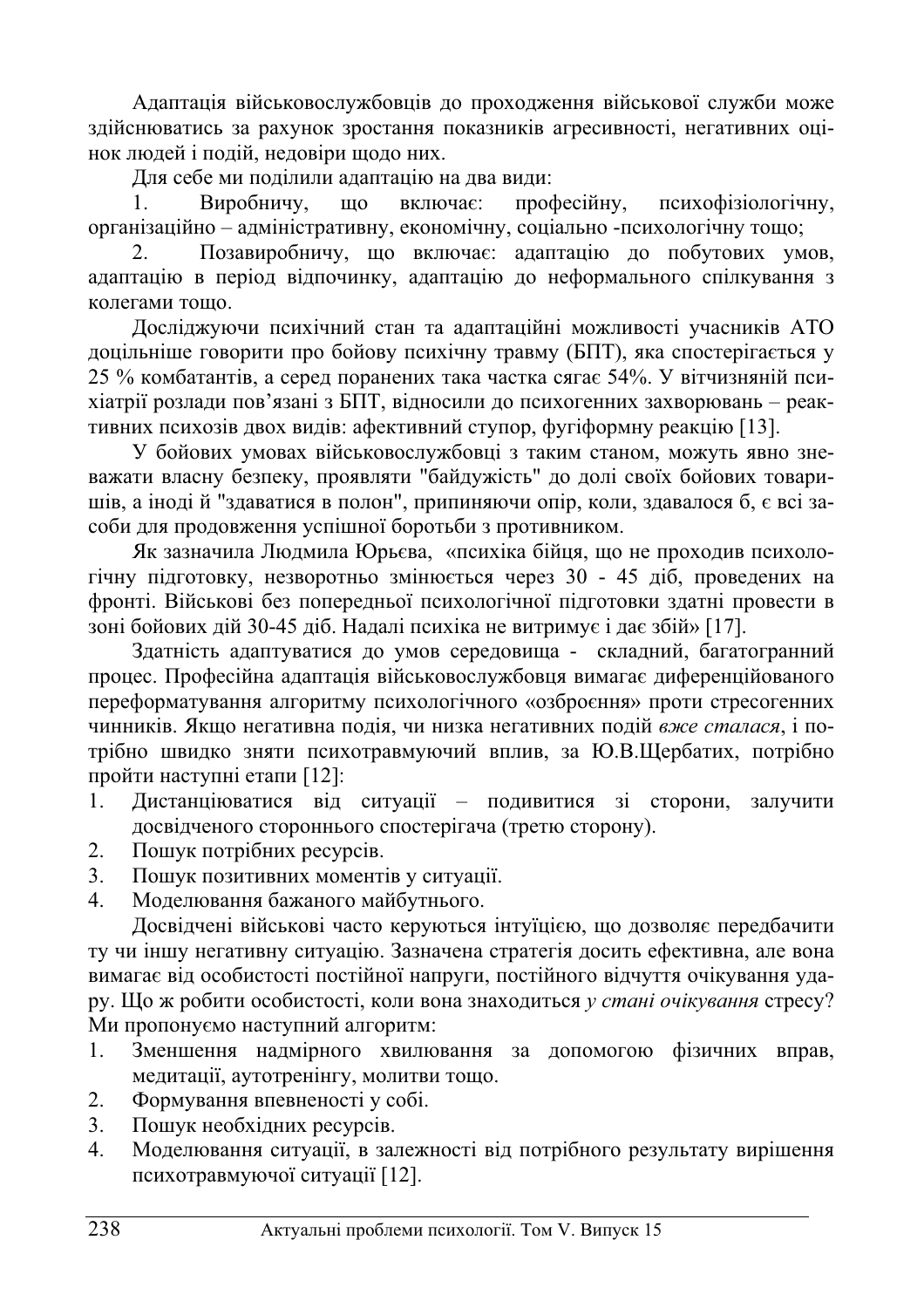Адаптація військовослужбовців до проходження військової служби може здійснюватись за рахунок зростання показників агресивності, негативних оцінок людей і подій, недовіри щодо них.

Для себе ми поділили адаптацію на два види:

1. Виробничу, що включає: професійну, психофізіологічну, організаційно – адміністративну, економічну, соціально -психологічну тощо;
2. Позавиробничу, що включає: адаптацію до побутових умов, адаптацію в період відпочинку, адаптацію до неформального спілкування з колегами тощо.

Досліджуючи психічний стан та адаптаційні можливості учасників АТО доцільніше говорити про бойову психічну травму (БПТ), яка спостерігається у 25 % комбатантів, а серед поранених така частка сягає 54%. У вітчизняній психіатрії розлади пов'язані з БПТ, відносили до психогенних захворювань – реактивних психозів двох видів: афективний ступор, фугіформну реакцію [13].

У бойових умовах військовослужбовці з таким станом, можуть явно зневажати власну безпеку, проявляти "байдужість" до долі своїх бойових товаришів, а іноді й "здаватися в полон", припиняючи опір, коли, здавалося б, є всі засоби для продовження успішної боротьби з противником.

Як зазначила Людмила Юрьєва, «психіка бійця, що не проходив психологічну підготовку, незворотньо змінюється через 30 - 45 діб, проведених на фронті. Військові без попередньої психологічної підготовки здатні провести в зоні бойових дій 30-45 діб. Надалі психіка не витримує і дає збій» [17].

Здатність адаптуватися до умов середовища - складний, багатогранний процес. Професійна адаптація військовослужбовця вимагає диференційованого переформатування алгоритму психологічного «озброєння» проти стресогенних чинників. Якщо негативна подія, чи низка негативних подій *вже сталася*, і потрібно швидко зняти психотравмуючий вплив, за Ю.В.Щербатих, потрібно пройти наступні етапи [12]:

1. Дистанціюватися від ситуації – подивитися зі сторони, залучити досвідченого стороннього спостерігача (третю сторону).
2. Пошук потрібних ресурсів.
3. Пошук позитивних моментів у ситуації.
4. Моделювання бажаного майбутнього.

Досвідчені військові часто керуються інтуїцією, що дозволяє передбачити ту чи іншу негативну ситуацію. Зазначена стратегія досить ефективна, але вона вимагає від особистості постійної напруги, постійного відчуття очікування удару. Що ж робити особистості, коли вона знаходиться *у стані очікування* стресу? Ми пропонуємо наступний алгоритм:

1. Зменшення надмірного хвилювання за допомогою фізичних вправ, медитації, аутотренінгу, молитви тощо.
2. Формування впевненості у собі.
3. Пошук необхідних ресурсів.
4. Моделювання ситуації, в залежності від потрібного результату вирішення психотравмуючої ситуації [12].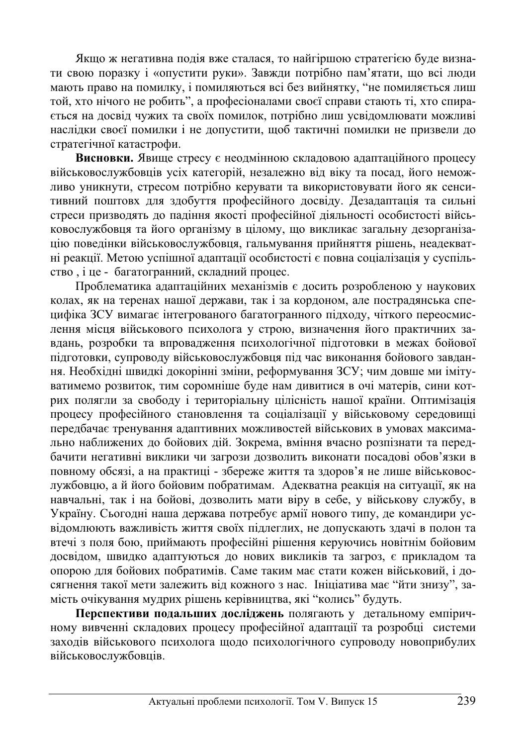Якщо ж негативна подія вже сталася, то найгіршою стратегією буде визнати свою поразку і «опустити руки». Завжди потрібно пам'ятати, що всі люди мають право на помилку, і помиляються всі без вийнятку, "не помиляється лиш той, хто нічого не робить", а професіоналами своєї справи стають ті, хто спирається на досвід чужих та своїх помилок, потрібно лиш усвідомлювати можливі наслідки своєї помилки і не допустити, щоб тактичні помилки не призвели до стратегічної катастрофи.

**Висновки.** Явище стресу є неодмінною складовою адаптаційного процесу військовослужбовців усіх категорій, незалежно від віку та посад, його неможливо уникнути, стресом потрібно керувати та використовувати його як сенситивний поштовх для здобуття професійного досвіду. Дезадаптація та сильні стреси призводять до падіння якості професійної діяльності особистості військовослужбовця та його організму в цілому, що викликає загальну дезорганізацію поведінки військовослужбовця, гальмування прийняття рішень, неадекватні реакції. Метою успішної адаптації особистості є повна соціалізація у суспільство , і це - багатогранний, складний процес.

Проблематика адаптаційних механізмів є досить розробленою у наукових колах, як на теренах нашої держави, так і за кордоном, але пострадянська специфіка ЗСУ вимагає інтегрованого багатогранного підходу, чіткого переосмислення місця військового психолога у строю, визначення його практичних завдань, розробки та впровадження психологічної підготовки в межах бойової підготовки, супроводу військовослужбовця під час виконання бойового завдання. Необхідні швидкі докорінні зміни, реформування ЗСУ; чим довше ми імітуватимемо розвиток, тим соромніше буде нам дивитися в очі матерів, сини котрих полягли за свободу і територіальну цілісність нашої країни. Оптимізація процесу професійного становлення та соціалізації у військовому середовищі передбачає тренування адаптивних можливостей військових в умовах максимально наближених до бойових дій. Зокрема, вміння вчасно розпізнати та передбачити негативні виклики чи загрози дозволить виконати посадові обов'язки в повному обсязі, а на практиці - збереже життя та здоров'я не лише військовослужбовцю, а й його бойовим побратимам. Адекватна реакція на ситуації, як на навчальні, так і на бойові, дозволить мати віру в себе, у військову службу, в Україну. Сьогодні наша держава потребує армії нового типу, де командири усвідомлюють важливість життя своїх підлеглих, не допускають здачі в полон та втечі з поля бою, приймають професійні рішення керуючись новітнім бойовим досвідом, швидко адаптуються до нових викликів та загроз, є прикладом та опорою для бойових побратимів. Саме таким має стати кожен військовий, і досягнення такої мети залежить від кожного з нас. Ініціатива має "йти знизу", замість очікування мудрих рішень керівництва, які "колись" будуть.

**Перспективи подальших досліджень** полягають у детальному емпіричному вивченні складових процесу професійної адаптації та розробці системи заходів військового психолога щодо психологічного супроводу новоприбулих військовослужбовців.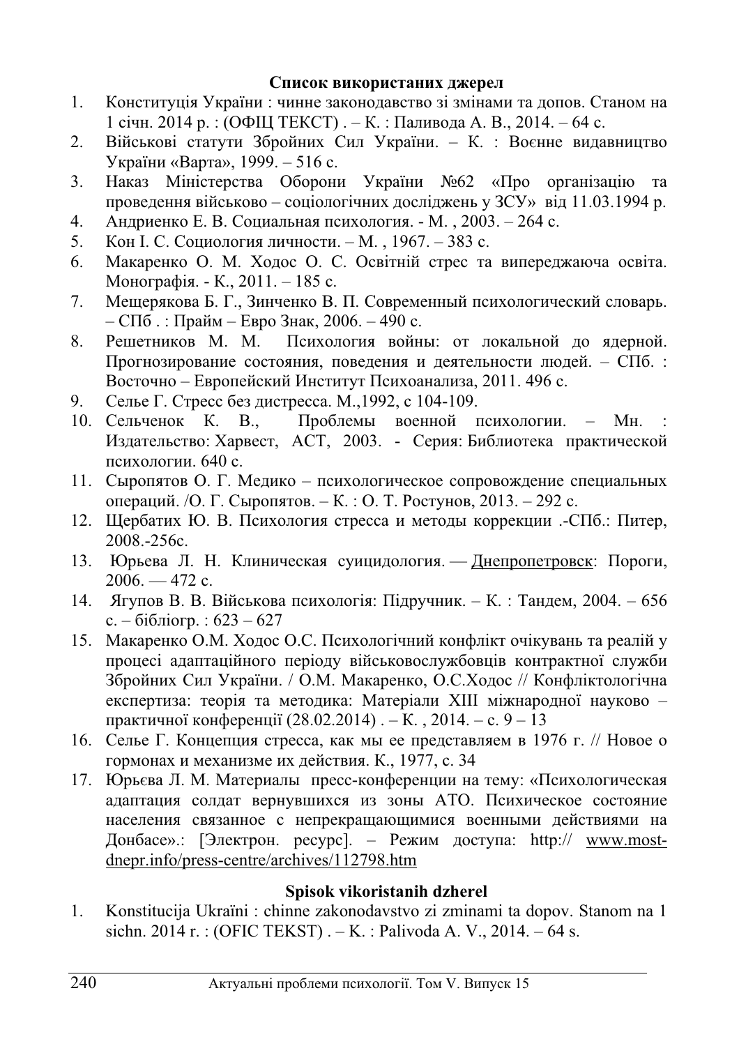## Список використаних джерел

1. Конституція України : чинне законодавство зі змінами та допов. Станом на 1 січн. 2014 р. : (ОФІЦ ТЕКСТ) . – К. : Паливода А. В., 2014. – 64 с.
2. Військові статути Збройних Сил України. – К. : Воєнне видавництво України «Варта», 1999. – 516 с.
3. Наказ Міністерства Оборони України №62 «Про організацію та проведення військово – соціологічних досліджень у ЗСУ» від 11.03.1994 р.
4. Андриенко Е. В. Социальная психология. - М. , 2003. – 264 с.
5. Кон І. С. Социология личности. – М. , 1967. – 383 с.
6. Макаренко О. М. Ходос О. С. Освітній стрес та випереджаюча освіта. Монографія. - К., 2011. – 185 с.
7. Мещерякова Б. Г., Зинченко В. П. Современный психологический словарь. – СПб . : Прайм – Евро Знак, 2006. – 490 с.
8. Решетников М. М. Психология войны: от локальной до ядерной. Прогнозирование состояния, поведения и деятельности людей. – СПб. : Восточно – Европейский Институт Психоанализа, 2011. 496 с.
9. Селье Г. Стресс без дистресса. М.,1992, с 104-109.
10. Сельченок К. В., Проблемы военной психологии. – Мн. : Издательство: Харвест, АСТ, 2003. - Серия: Библиотека практической психологии. 640 с.
11. Сыропятов О. Г. Медико – психологическое сопровождение специальных операций. /О. Г. Сыропятов. – К. : О. Т. Ростунов, 2013. – 292 с.
12. Щербатих Ю. В. Психология стресса и методы коррекции .-СПб.: Питер, 2008.-256с.
13. Юрьева Л. Н. Клиническая суицидология. — Днепропетровск: Пороги, 2006. — 472 с.
14. Ягупов В. В. Військова психологія: Підручник. – К. : Тандем, 2004. – 656 с. – бібліогр. : 623 – 627
15. Макаренко О.М. Ходос О.С. Психологічний конфлікт очікувань та реалій у процесі адаптаційного періоду військовослужбовців контрактної служби Збройних Сил України. / О.М. Макаренко, О.С.Ходос // Конфліктологічна експертиза: теорія та методика: Матеріали ХІІІ міжнародної науково – практичної конференції (28.02.2014) . – К. , 2014. – с. 9 – 13
16. Селье Г. Концепция стресса, как мы ее представляем в 1976 г. // Новое о гормонах и механизме их действия. К., 1977, с. 34
17. Юрьєва Л. М. Материалы пресс-конференции на тему: «Психологическая адаптация солдат вернувшихся из зоны АТО. Психическое состояние населения связанное с непрекращающимися военными действиями на Донбасе».: [Электрон. ресурс]. – Режим доступа: http:// www.most-dnepr.info/press-centre/archives/112798.htm

## Spisok vikoristanih dzherel

1. Konstitucija Ukraïni : chinne zakonodavstvo zi zminami ta dopov. Stanom na 1 sichn. 2014 r. : (OFIC TEKST) . – K. : Palivoda A. V., 2014. – 64 s.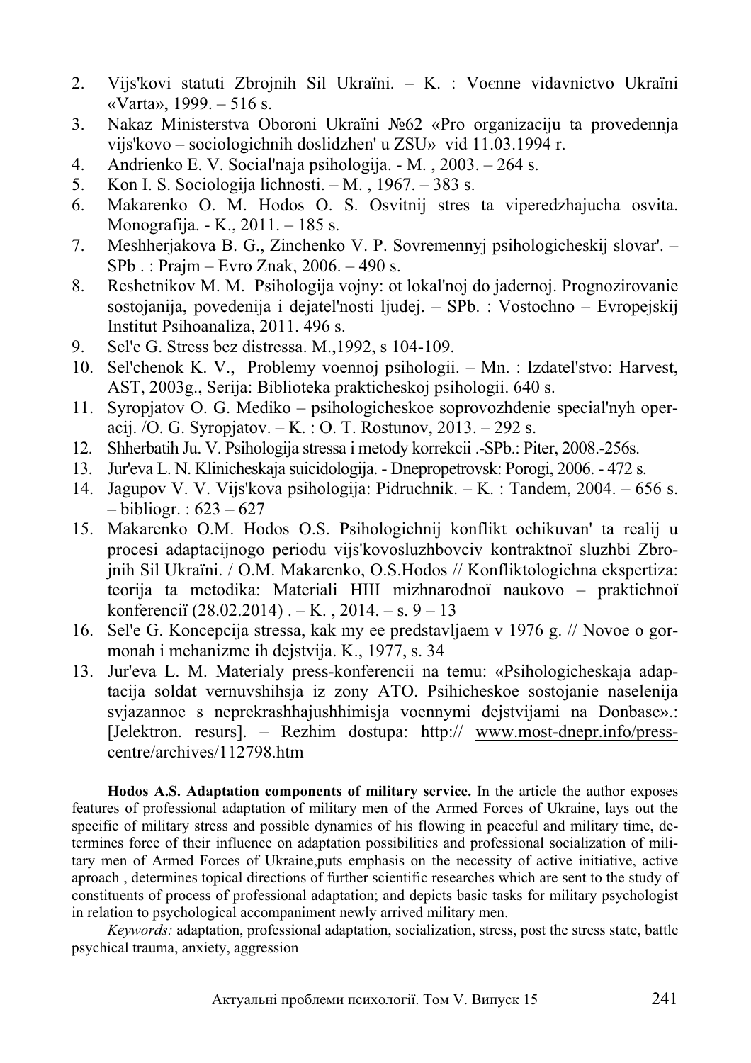2. Vijs'kovi statuti Zbrojnih Sil Ukraïni. – K. : Voєnne vidavnictvo Ukraïni «Varta», 1999. – 516 s.
3. Nakaz Ministerstva Oboroni Ukraïni №62 «Pro organizaciju ta provedennja vijs'kovo – sociologichnih doslidzhen' u ZSU» vid 11.03.1994 r.
4. Andrienko E. V. Social'naja psihologija. - M. , 2003. – 264 s.
5. Kon I. S. Sociologija lichnosti. – M. , 1967. – 383 s.
6. Makarenko O. M. Hodos O. S. Osvitnij stres ta viperedzhajucha osvita. Monografija. - K., 2011. – 185 s.
7. Meshherjakova B. G., Zinchenko V. P. Sovremennyj psihologicheskij slovar'. – SPb . : Prajm – Evro Znak, 2006. – 490 s.
8. Reshetnikov M. M. Psihologija vojny: ot lokal'noj do jadernoj. Prognozirovanie sostojanija, povedenija i dejatel'nosti ljudej. – SPb. : Vostochno – Evropejskij Institut Psihoanaliza, 2011. 496 s.
9. Sel'e G. Stress bez distressa. M.,1992, s 104-109.
10. Sel'chenok K. V., Problemy voennoj psihologii. – Mn. : Izdatel'stvo: Harvest, AST, 2003g., Serija: Biblioteka prakticheskoj psihologii. 640 s.
11. Syropjatov O. G. Mediko – psihologicheskoe soprovozhdenie special'nyh operacij. /O. G. Syropjatov. – K. : O. T. Rostunov, 2013. – 292 s.
12. Shherbatih Ju. V. Psihologija stressa i metody korrekcii .-SPb.: Piter, 2008.-256s.
13. Jur'eva L. N. Klinicheskaja suicidologija. - Dnepropetrovsk: Porogi, 2006. - 472 s.
14. Jagupov V. V. Vijs'kova psihologija: Pidruchnik. – K. : Tandem, 2004. – 656 s. – bibliogr. : 623 – 627
15. Makarenko O.M. Hodos O.S. Psihologichnij konflikt ochikuvan' ta realij u procesi adaptacijnogo periodu vijs'kovosluzhbovciv kontraktnoï sluzhbi Zbrojnih Sil Ukraïni. / O.M. Makarenko, O.S.Hodos // Konfliktologichna ekspertiza: teorija ta metodika: Materiali HIII mizhnarodnoï naukovo – praktichnoï konferenciï (28.02.2014) . – K. , 2014. – s. 9 – 13
16. Sel'e G. Koncepcija stressa, kak my ee predstavljaem v 1976 g. // Novoe o gormonah i mehanizme ih dejstvija. K., 1977, s. 34
13. Jur'eva L. M. Materialy press-konferencii na temu: «Psihologicheskaja adaptacija soldat vernuvshihsja iz zony ATO. Psihicheskoe sostojanie naselenija svjazannoe s neprekrashhajushhimisja voennymi dejstvijami na Donbase».: [Jelektron. resurs]. – Rezhim dostupa: http:// www.most-dnepr.info/press-centre/archives/112798.htm

**Hodos A.S. Adaptation components of military service.** In the article the author exposes features of professional adaptation of military men of the Armed Forces of Ukraine, lays out the specific of military stress and possible dynamics of his flowing in peaceful and military time, determines force of their influence on adaptation possibilities and professional socialization of military men of Armed Forces of Ukraine,puts emphasis on the necessity of active initiative, active aproach , determines topical directions of further scientific researches which are sent to the study of constituents of process of professional adaptation; and depicts basic tasks for military psychologist in relation to psychological accompaniment newly arrived military men.

*Keywords:* adaptation, professional adaptation, socialization, stress, post the stress state, battle psychical trauma, anxiety, aggression